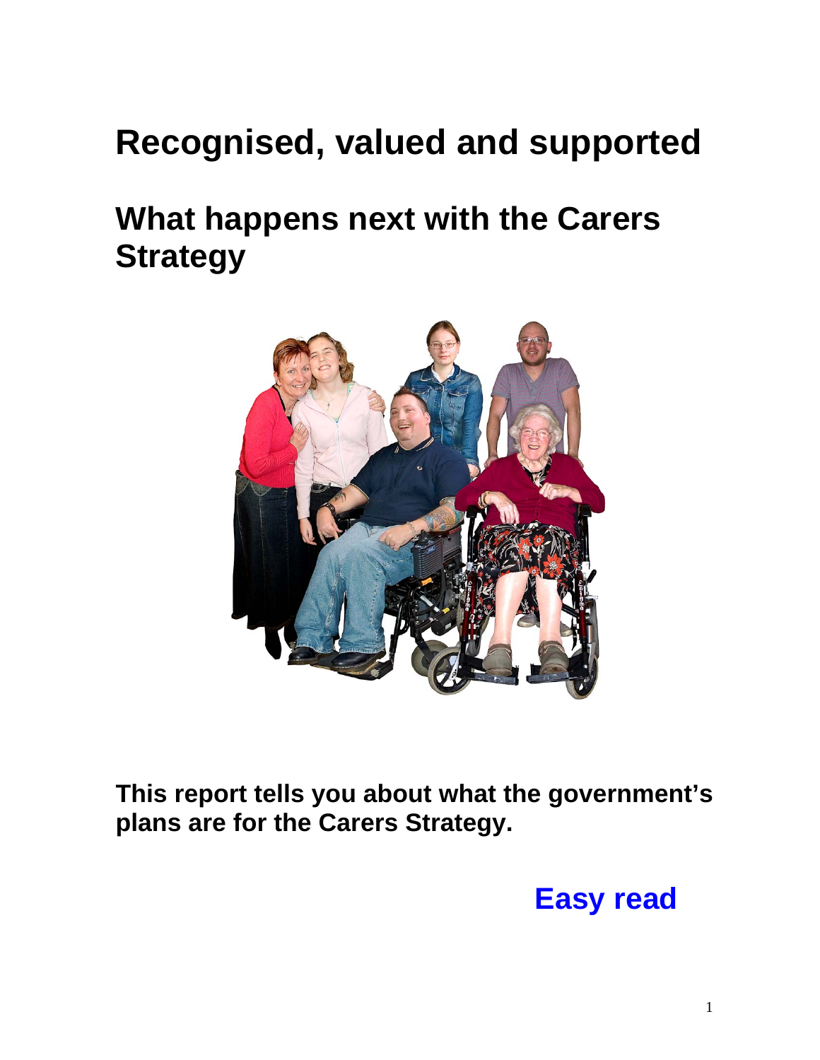# Recognised, valued and supported

## What happens next with the Carers Strategy

**This report tells you about what the government's plans are for the Carers Strategy.**

**Easy read**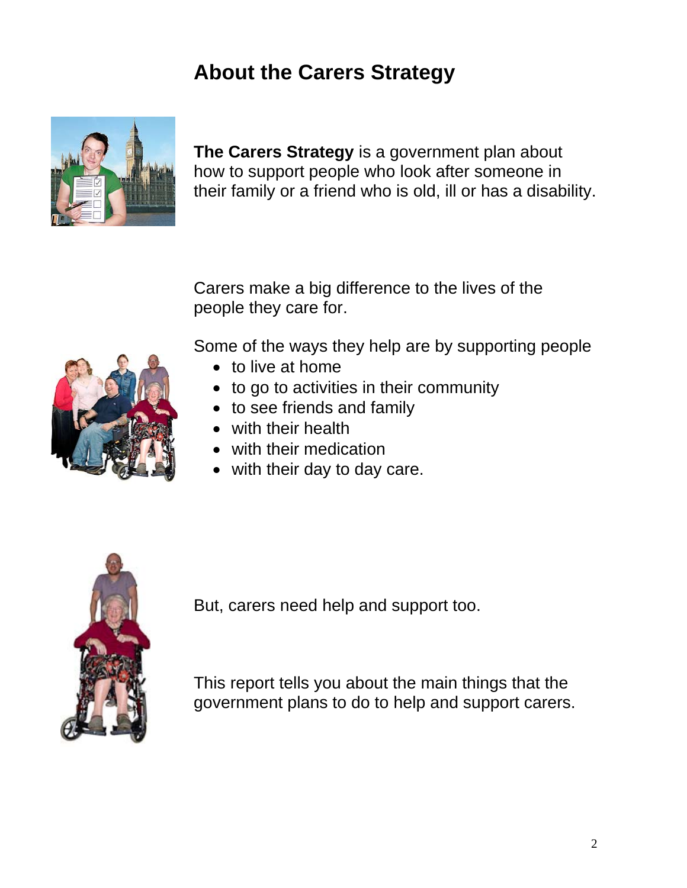## About the Carers Strategy

**The Carers Strategy** is a government plan about how to support people who look after someone in their family or a friend who is old, ill or has a disability.

Carers make a big difference to the lives of the people they care for.

Some of the ways they help are by supporting people

- to live at home
- to go to activities in their community
- to see friends and family
- with their health
- with their medication
- with their day to day care.

But, carers need help and support too.

This report tells you about the main things that the government plans to do to help and support carers.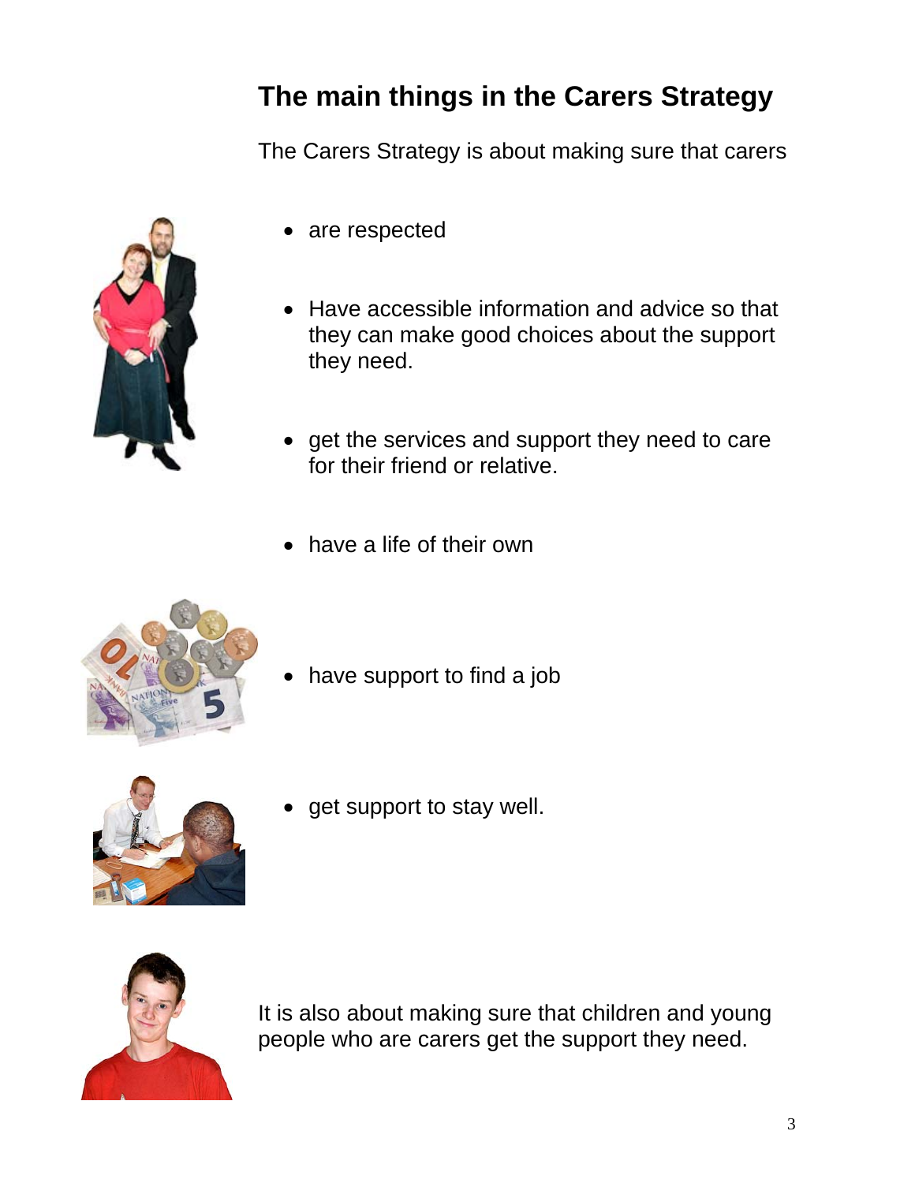## The main things in the Carers Strategy

The Carers Strategy is about making sure that carers

- are respected
- Have accessible information and advice so that they can make good choices about the support they need.
- get the services and support they need to care for their friend or relative.
- have a life of their own
- have support to find a job
- get support to stay well.

It is also about making sure that children and young people who are carers get the support they need.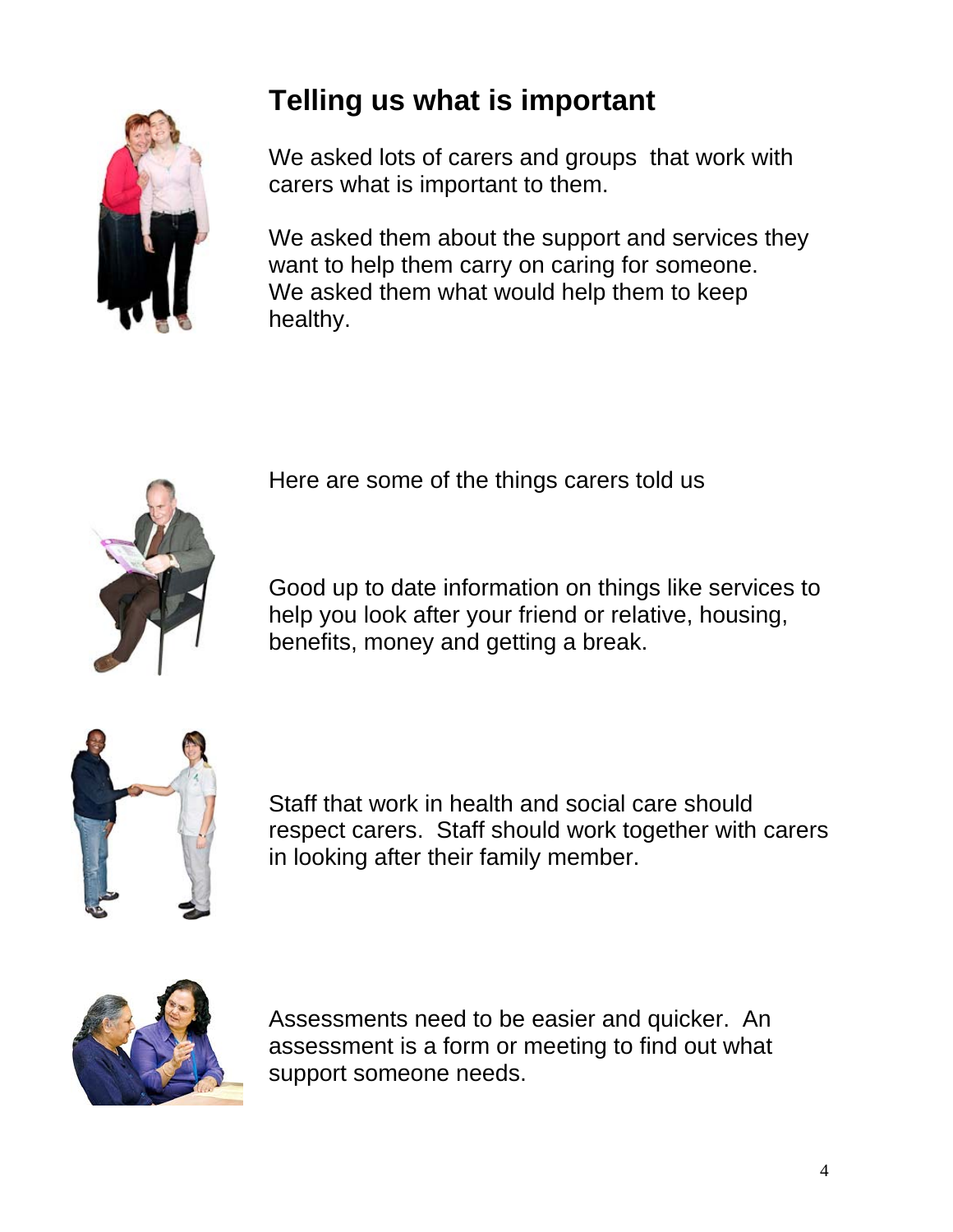## Telling us what is important

We asked lots of carers and groups that work with carers what is important to them.

We asked them about the support and services they want to help them carry on caring for someone. We asked them what would help them to keep healthy.

Here are some of the things carers told us

Good up to date information on things like services to help you look after your friend or relative, housing, benefits, money and getting a break.

Staff that work in health and social care should respect carers. Staff should work together with carers in looking after their family member.

Assessments need to be easier and quicker. An assessment is a form or meeting to find out what support someone needs.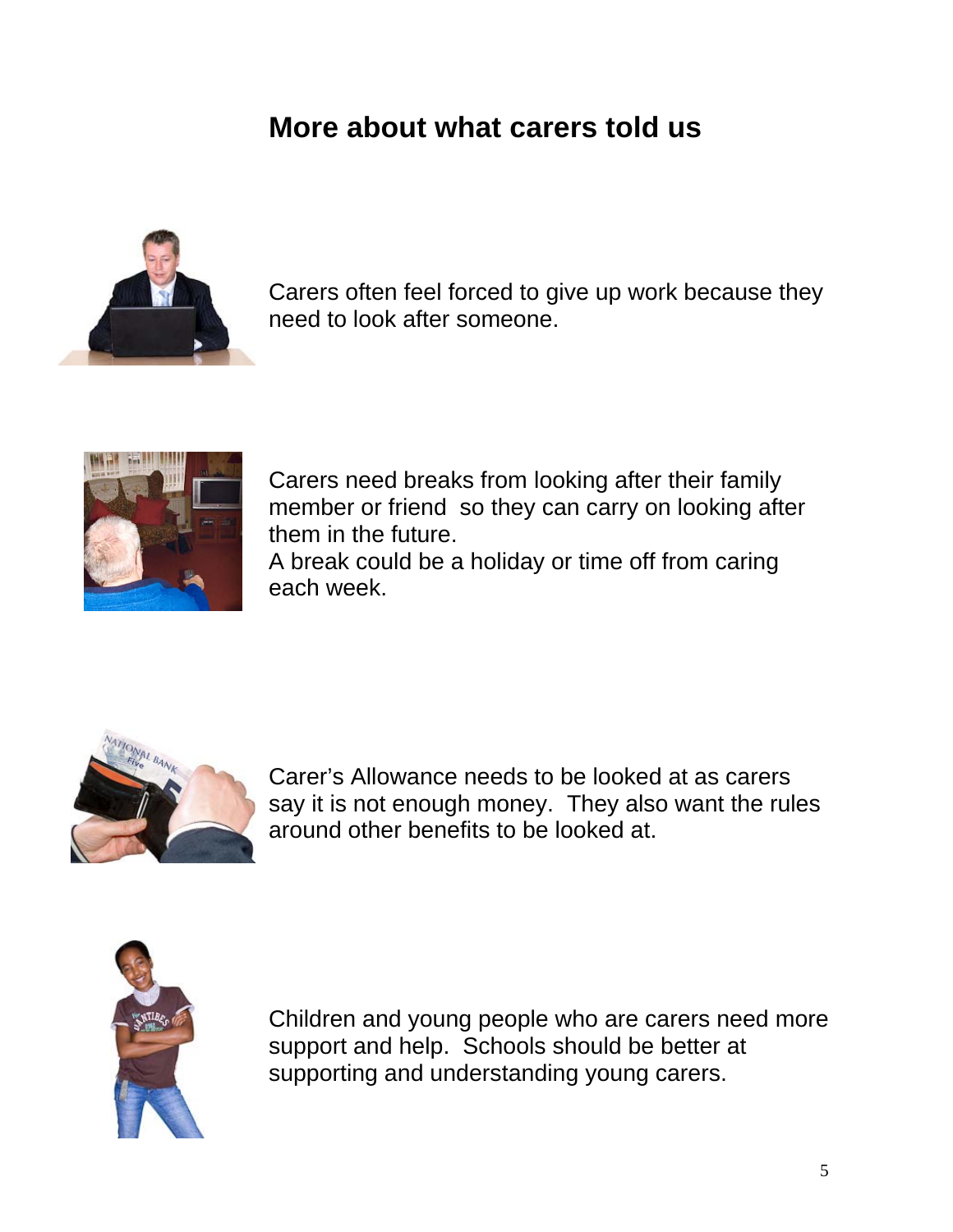## More about what carers told us

Carers often feel forced to give up work because they need to look after someone.

Carers need breaks from looking after their family member or friend  so they can carry on looking after them in the future.
A break could be a holiday or time off from caring each week.

Carer's Allowance needs to be looked at as carers say it is not enough money.  They also want the rules around other benefits to be looked at.

Children and young people who are carers need more support and help.  Schools should be better at supporting and understanding young carers.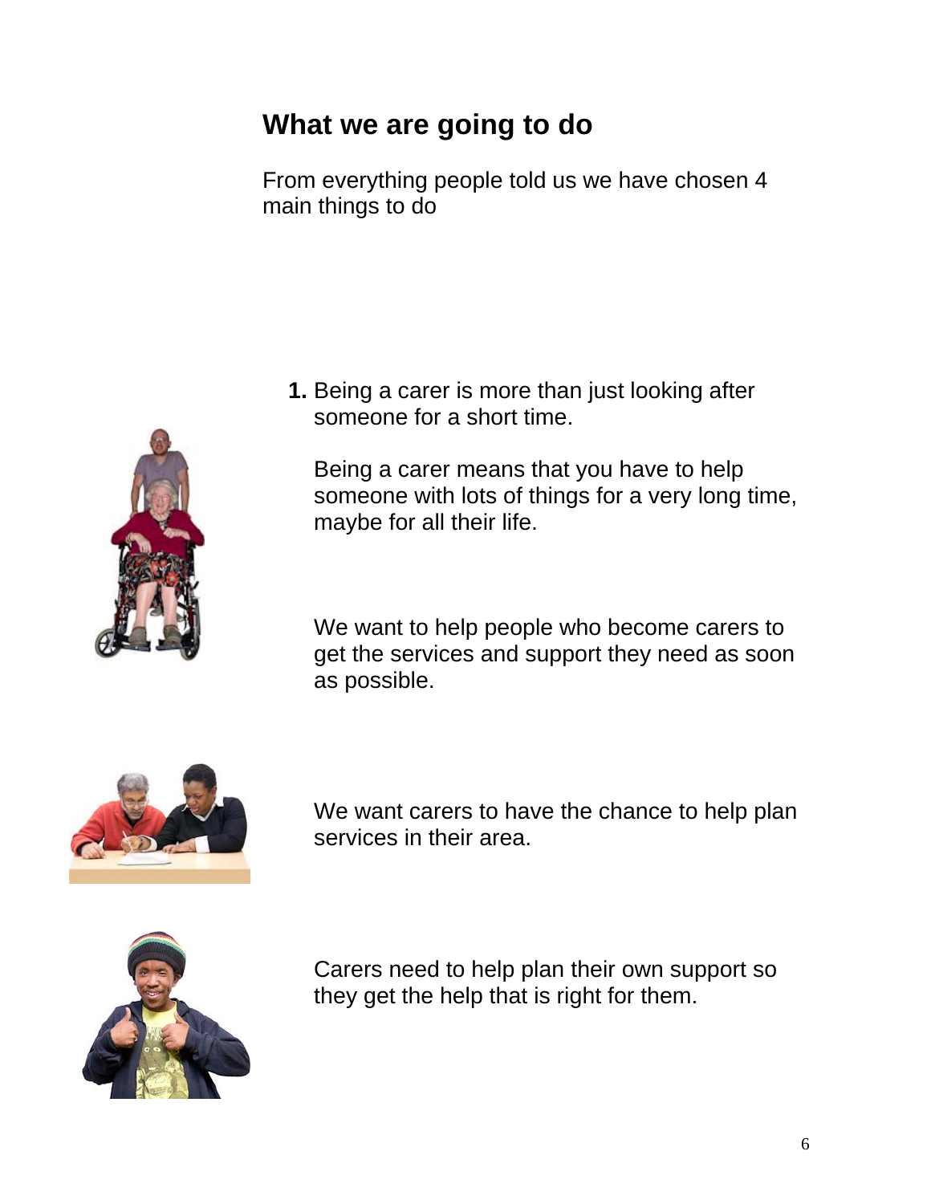## What we are going to do

From everything people told us we have chosen 4 main things to do

1. Being a carer is more than just looking after someone for a short time.

   Being a carer means that you have to help someone with lots of things for a very long time, maybe for all their life.

   We want to help people who become carers to get the services and support they need as soon as possible.

   We want carers to have the chance to help plan services in their area.

   Carers need to help plan their own support so they get the help that is right for them.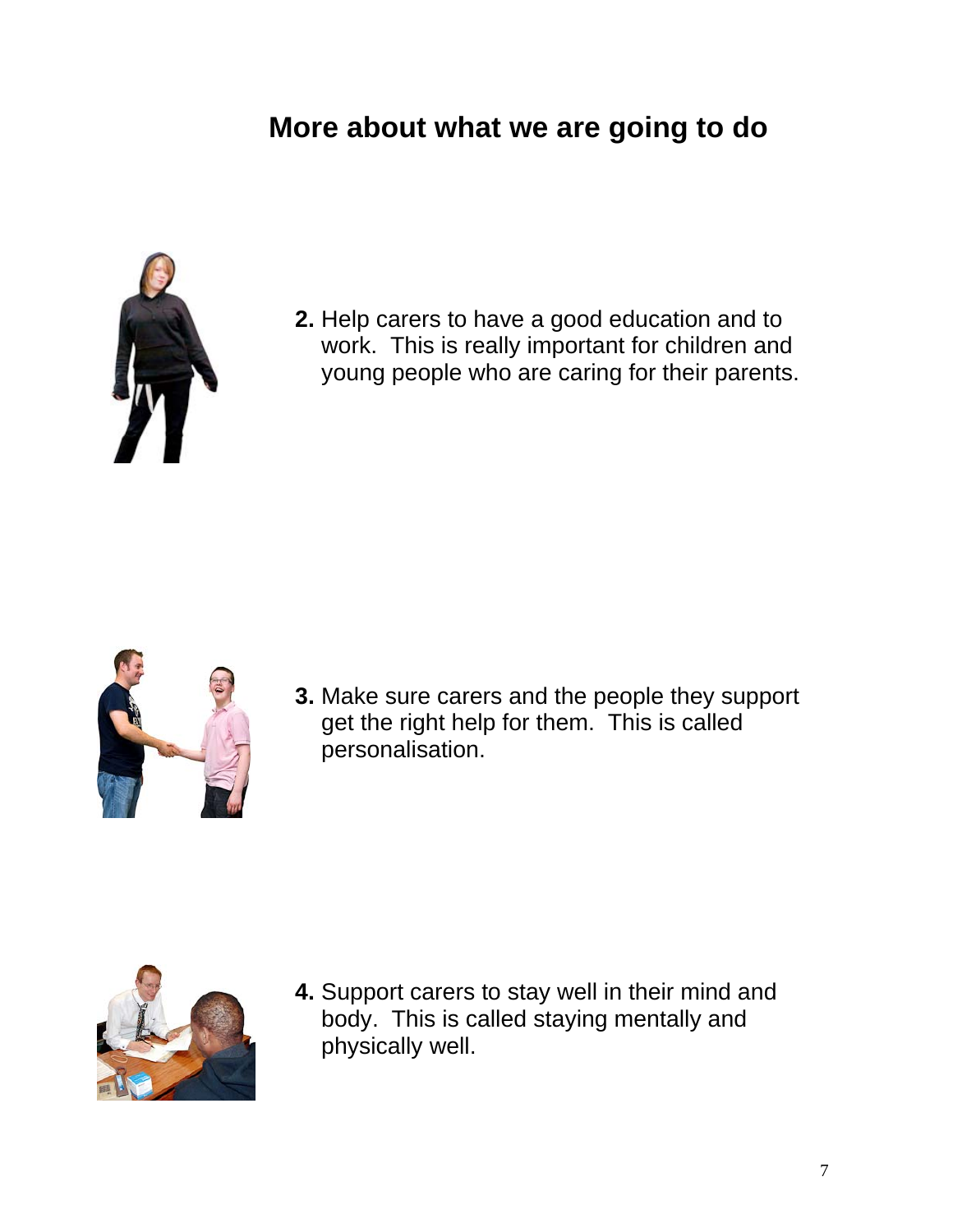## More about what we are going to do

**2.** Help carers to have a good education and to work. This is really important for children and young people who are caring for their parents.

**3.** Make sure carers and the people they support get the right help for them. This is called personalisation.

**4.** Support carers to stay well in their mind and body. This is called staying mentally and physically well.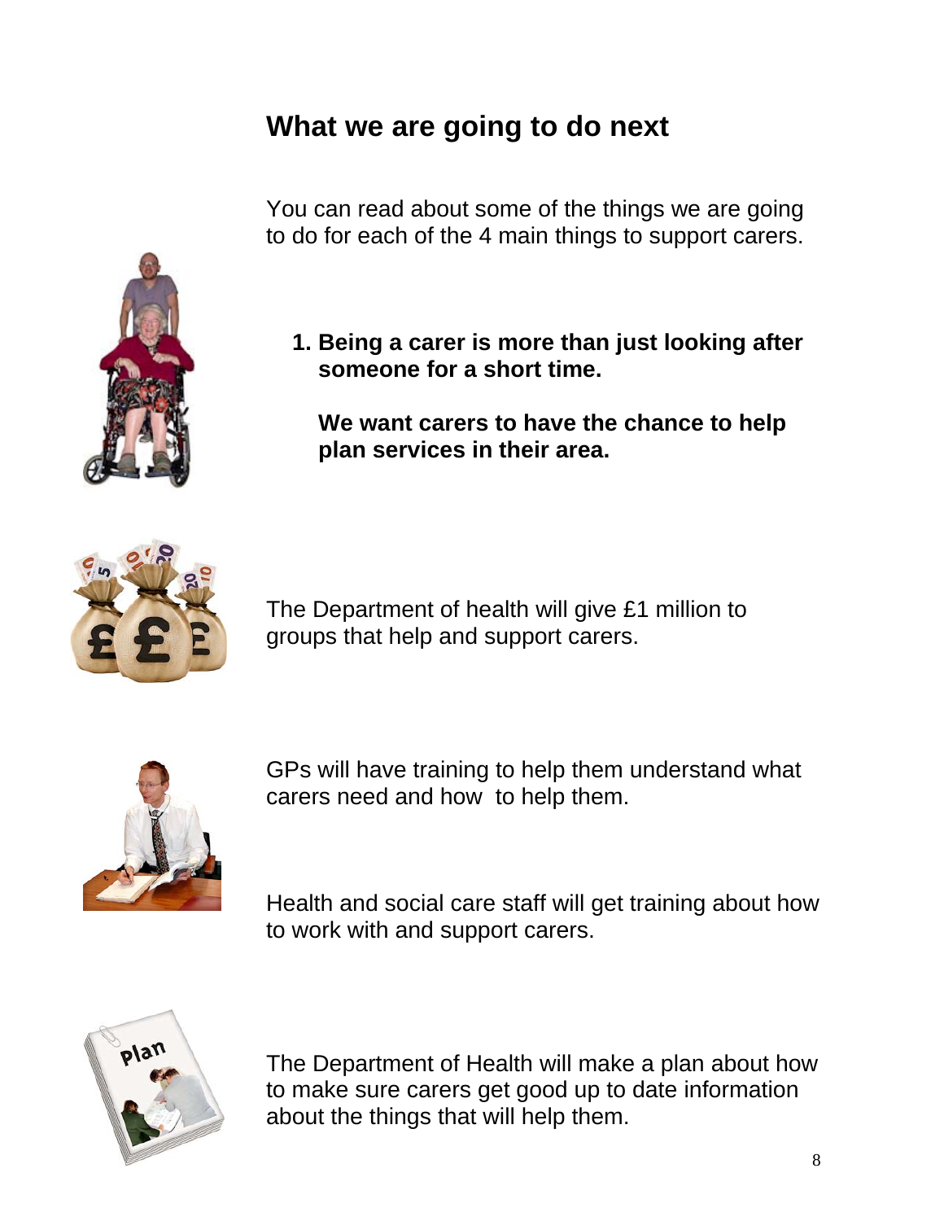## What we are going to do next

You can read about some of the things we are going to do for each of the 4 main things to support carers.

1. **Being a carer is more than just looking after someone for a short time.**

   **We want carers to have the chance to help plan services in their area.**

The Department of health will give £1 million to groups that help and support carers.

GPs will have training to help them understand what carers need and how to help them.

Health and social care staff will get training about how to work with and support carers.

The Department of Health will make a plan about how to make sure carers get good up to date information about the things that will help them.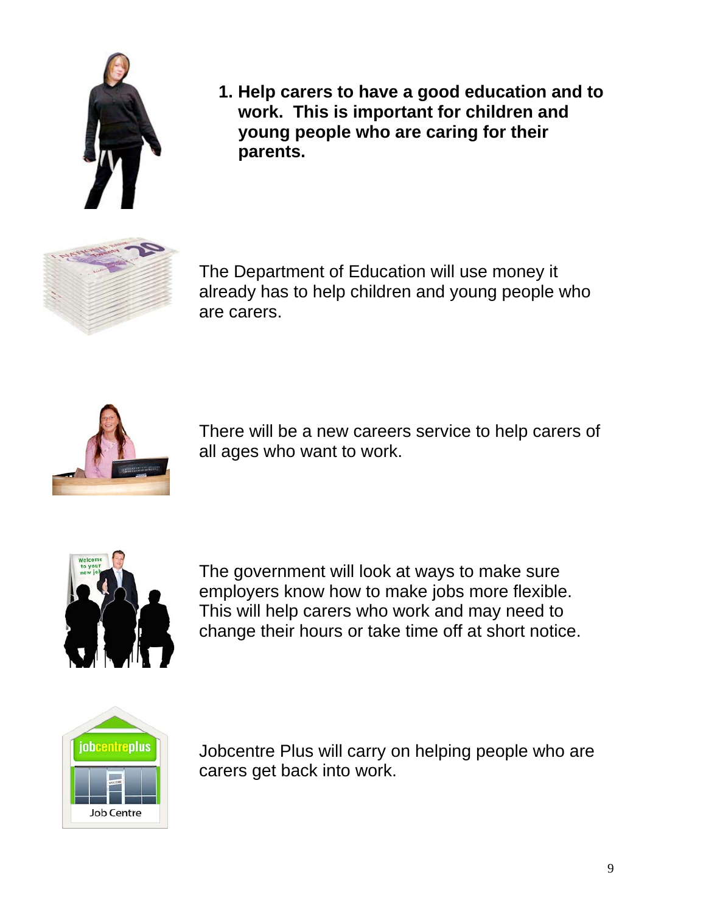1. **Help carers to have a good education and to work. This is important for children and young people who are caring for their parents.**

The Department of Education will use money it already has to help children and young people who are carers.

There will be a new careers service to help carers of all ages who want to work.

The government will look at ways to make sure employers know how to make jobs more flexible. This will help carers who work and may need to change their hours or take time off at short notice.

Jobcentre Plus will carry on helping people who are carers get back into work.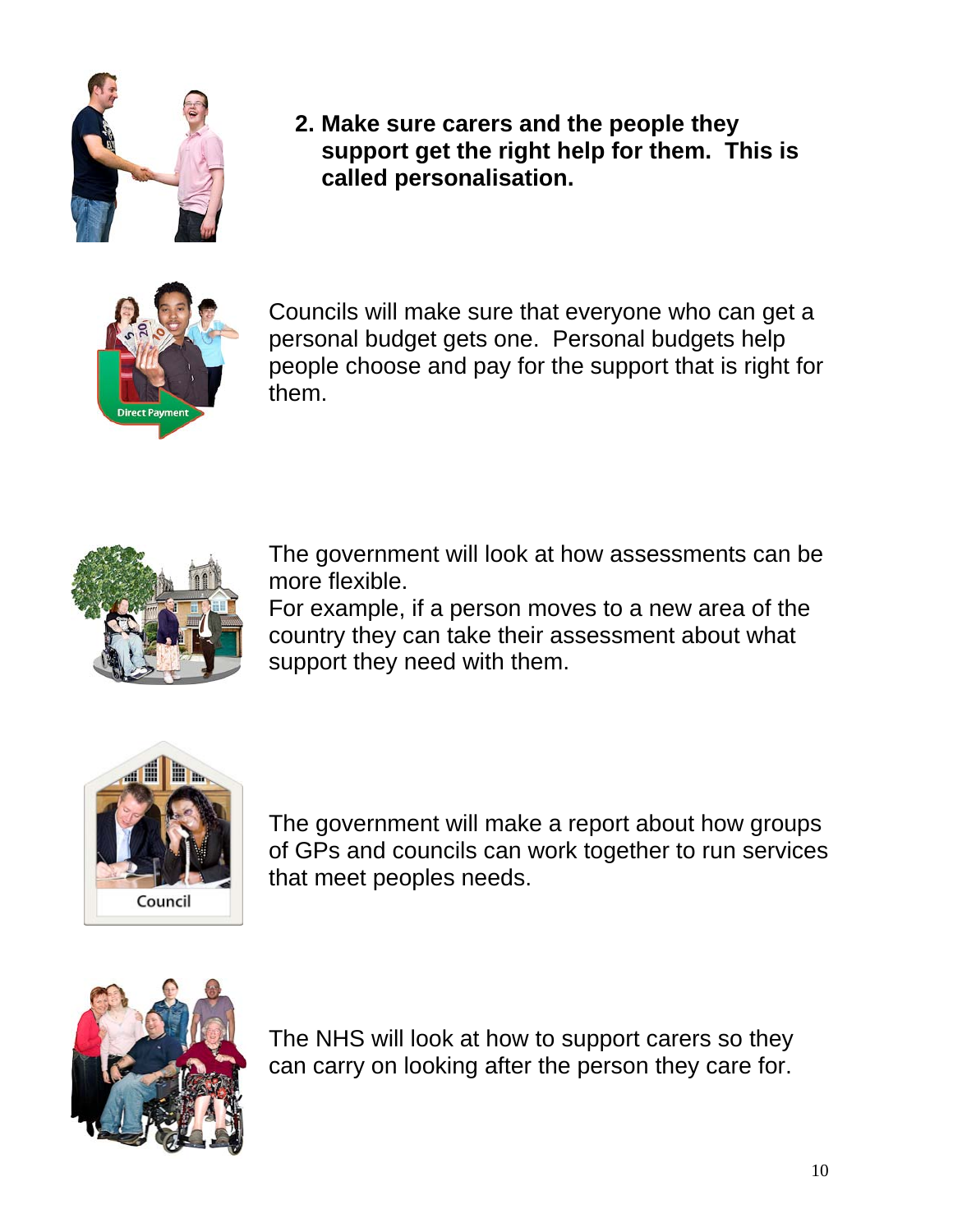2. **Make sure carers and the people they support get the right help for them. This is called personalisation.**

Councils will make sure that everyone who can get a personal budget gets one. Personal budgets help people choose and pay for the support that is right for them.

The government will look at how assessments can be more flexible.
For example, if a person moves to a new area of the country they can take their assessment about what support they need with them.

The government will make a report about how groups of GPs and councils can work together to run services that meet peoples needs.

The NHS will look at how to support carers so they can carry on looking after the person they care for.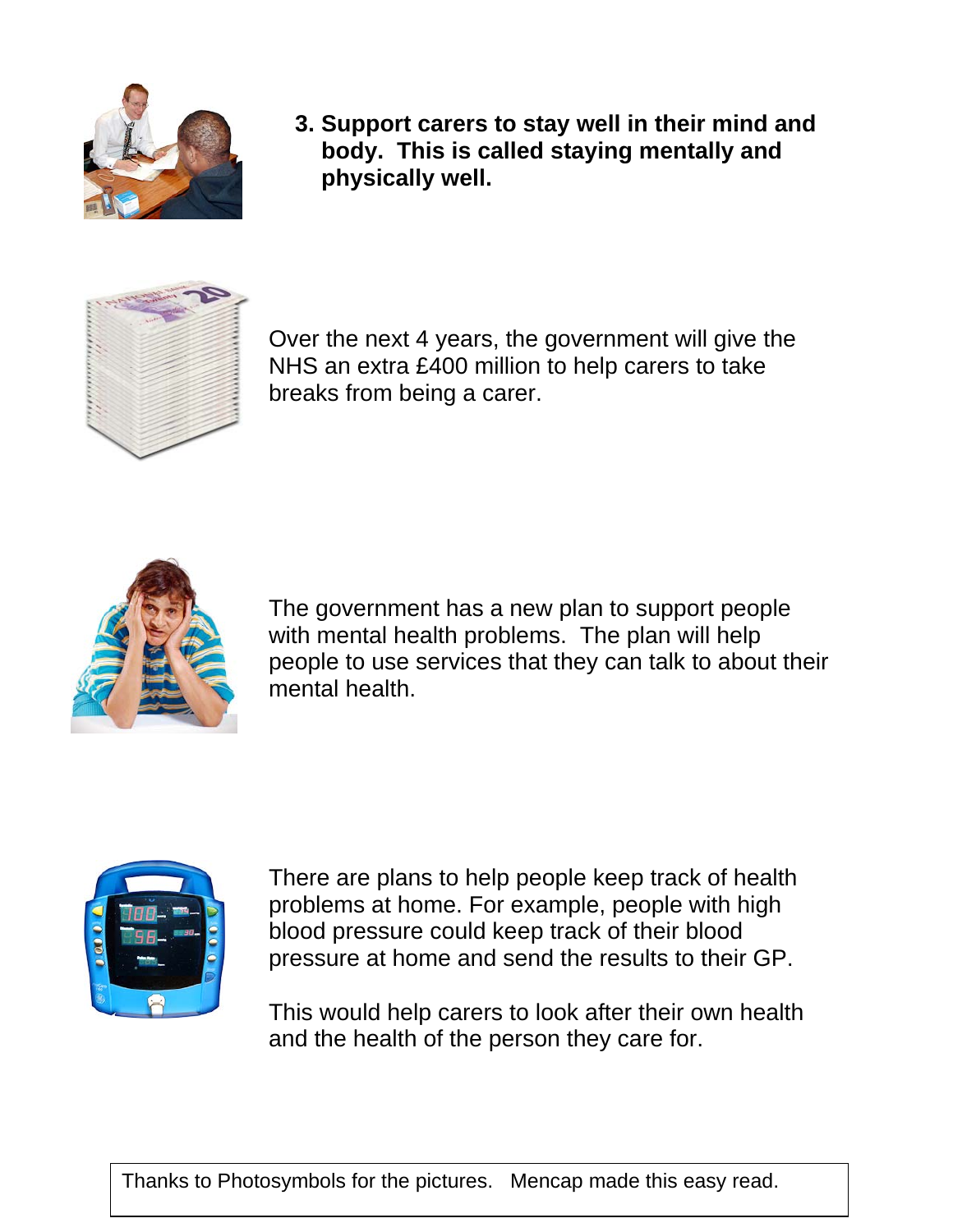**3. Support carers to stay well in their mind and body. This is called staying mentally and physically well.**

Over the next 4 years, the government will give the NHS an extra £400 million to help carers to take breaks from being a carer.

The government has a new plan to support people with mental health problems. The plan will help people to use services that they can talk to about their mental health.

There are plans to help people keep track of health problems at home. For example, people with high blood pressure could keep track of their blood pressure at home and send the results to their GP.

This would help carers to look after their own health and the health of the person they care for.

Thanks to Photosymbols for the pictures. Mencap made this easy read.